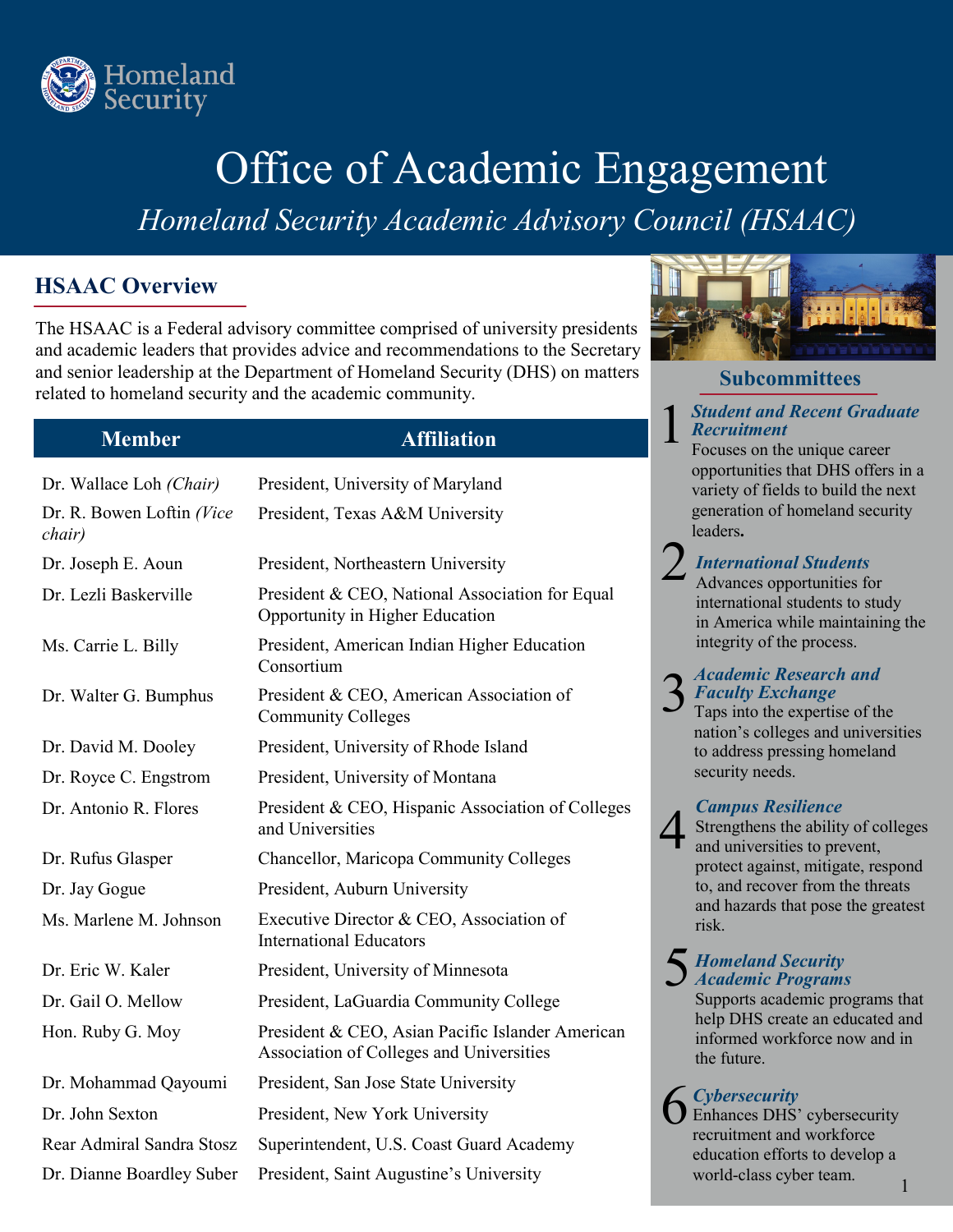Homeland Security

# Office of Academic Engagement

*Homeland Security Academic Advisory Council (HSAAC)*

## HSAAC Overview

The HSAAC is a Federal advisory committee comprised of university presidents and academic leaders that provides advice and recommendations to the Secretary and senior leadership at the Department of Homeland Security (DHS) on matters related to homeland security and the academic community.

| Member | Affiliation |
|---|---|
| Dr. Wallace Loh *(Chair)* | President, University of Maryland |
| Dr. R. Bowen Loftin *(Vice chair)* | President, Texas A&M University |
| Dr. Joseph E. Aoun | President, Northeastern University |
| Dr. Lezli Baskerville | President & CEO, National Association for Equal Opportunity in Higher Education |
| Ms. Carrie L. Billy | President, American Indian Higher Education Consortium |
| Dr. Walter G. Bumphus | President & CEO, American Association of Community Colleges |
| Dr. David M. Dooley | President, University of Rhode Island |
| Dr. Royce C. Engstrom | President, University of Montana |
| Dr. Antonio R. Flores | President & CEO, Hispanic Association of Colleges and Universities |
| Dr. Rufus Glasper | Chancellor, Maricopa Community Colleges |
| Dr. Jay Gogue | President, Auburn University |
| Ms. Marlene M. Johnson | Executive Director & CEO, Association of International Educators |
| Dr. Eric W. Kaler | President, University of Minnesota |
| Dr. Gail O. Mellow | President, LaGuardia Community College |
| Hon. Ruby G. Moy | President & CEO, Asian Pacific Islander American Association of Colleges and Universities |
| Dr. Mohammad Qayoumi | President, San Jose State University |
| Dr. John Sexton | President, New York University |
| Rear Admiral Sandra Stosz | Superintendent, U.S. Coast Guard Academy |
| Dr. Dianne Boardley Suber | President, Saint Augustine's University |

## Subcommittees

1. ***Student and Recent Graduate Recruitment***
   Focuses on the unique career opportunities that DHS offers in a variety of fields to build the next generation of homeland security leaders.

2. ***International Students***
   Advances opportunities for international students to study in America while maintaining the integrity of the process.

3. ***Academic Research and Faculty Exchange***
   Taps into the expertise of the nation's colleges and universities to address pressing homeland security needs.

4. ***Campus Resilience***
   Strengthens the ability of colleges and universities to prevent, protect against, mitigate, respond to, and recover from the threats and hazards that pose the greatest risk.

5. ***Homeland Security Academic Programs***
   Supports academic programs that help DHS create an educated and informed workforce now and in the future.

6. ***Cybersecurity***
   Enhances DHS' cybersecurity recruitment and workforce education efforts to develop a world-class cyber team.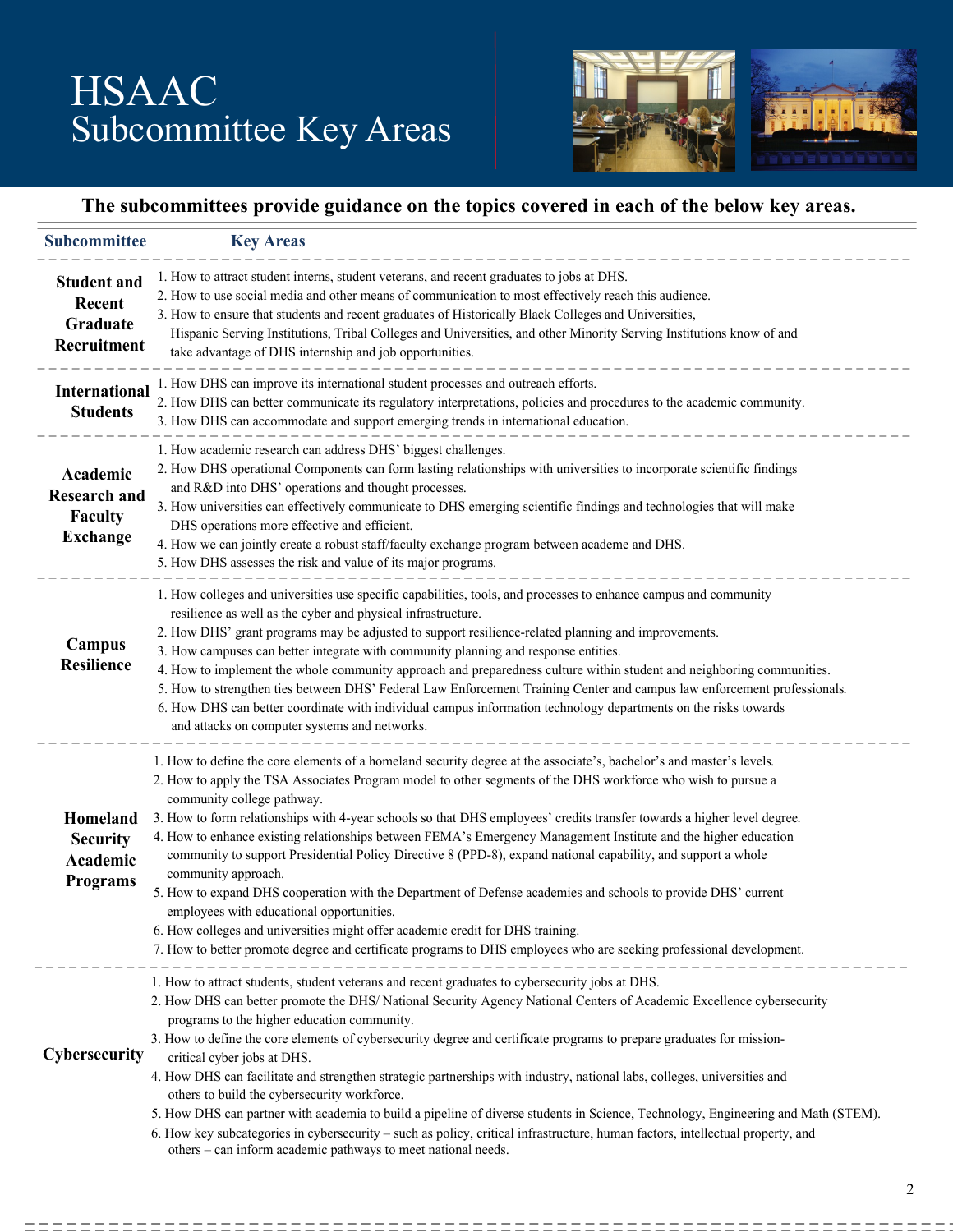# HSAAC
## Subcommittee Key Areas

**The subcommittees provide guidance on the topics covered in each of the below key areas.**

| Subcommittee | Key Areas |
|---|---|
| **Student and Recent Graduate Recruitment** | 1. How to attract student interns, student veterans, and recent graduates to jobs at DHS.<br>2. How to use social media and other means of communication to most effectively reach this audience.<br>3. How to ensure that students and recent graduates of Historically Black Colleges and Universities, Hispanic Serving Institutions, Tribal Colleges and Universities, and other Minority Serving Institutions know of and take advantage of DHS internship and job opportunities. |
| **International Students** | 1. How DHS can improve its international student processes and outreach efforts.<br>2. How DHS can better communicate its regulatory interpretations, policies and procedures to the academic community.<br>3. How DHS can accommodate and support emerging trends in international education. |
| **Academic Research and Faculty Exchange** | 1. How academic research can address DHS' biggest challenges.<br>2. How DHS operational Components can form lasting relationships with universities to incorporate scientific findings and R&D into DHS' operations and thought processes.<br>3. How universities can effectively communicate to DHS emerging scientific findings and technologies that will make DHS operations more effective and efficient.<br>4. How we can jointly create a robust staff/faculty exchange program between academe and DHS.<br>5. How DHS assesses the risk and value of its major programs. |
| **Campus Resilience** | 1. How colleges and universities use specific capabilities, tools, and processes to enhance campus and community resilience as well as the cyber and physical infrastructure.<br>2. How DHS' grant programs may be adjusted to support resilience-related planning and improvements.<br>3. How campuses can better integrate with community planning and response entities.<br>4. How to implement the whole community approach and preparedness culture within student and neighboring communities.<br>5. How to strengthen ties between DHS' Federal Law Enforcement Training Center and campus law enforcement professionals.<br>6. How DHS can better coordinate with individual campus information technology departments on the risks towards and attacks on computer systems and networks. |
| **Homeland Security Academic Programs** | 1. How to define the core elements of a homeland security degree at the associate's, bachelor's and master's levels.<br>2. How to apply the TSA Associates Program model to other segments of the DHS workforce who wish to pursue a community college pathway.<br>3. How to form relationships with 4-year schools so that DHS employees' credits transfer towards a higher level degree.<br>4. How to enhance existing relationships between FEMA's Emergency Management Institute and the higher education community to support Presidential Policy Directive 8 (PPD-8), expand national capability, and support a whole community approach.<br>5. How to expand DHS cooperation with the Department of Defense academies and schools to provide DHS' current employees with educational opportunities.<br>6. How colleges and universities might offer academic credit for DHS training.<br>7. How to better promote degree and certificate programs to DHS employees who are seeking professional development. |
| **Cybersecurity** | 1. How to attract students, student veterans and recent graduates to cybersecurity jobs at DHS.<br>2. How DHS can better promote the DHS/ National Security Agency National Centers of Academic Excellence cybersecurity programs to the higher education community.<br>3. How to define the core elements of cybersecurity degree and certificate programs to prepare graduates for mission-critical cyber jobs at DHS.<br>4. How DHS can facilitate and strengthen strategic partnerships with industry, national labs, colleges, universities and others to build the cybersecurity workforce.<br>5. How DHS can partner with academia to build a pipeline of diverse students in Science, Technology, Engineering and Math (STEM).<br>6. How key subcategories in cybersecurity – such as policy, critical infrastructure, human factors, intellectual property, and others – can inform academic pathways to meet national needs. |